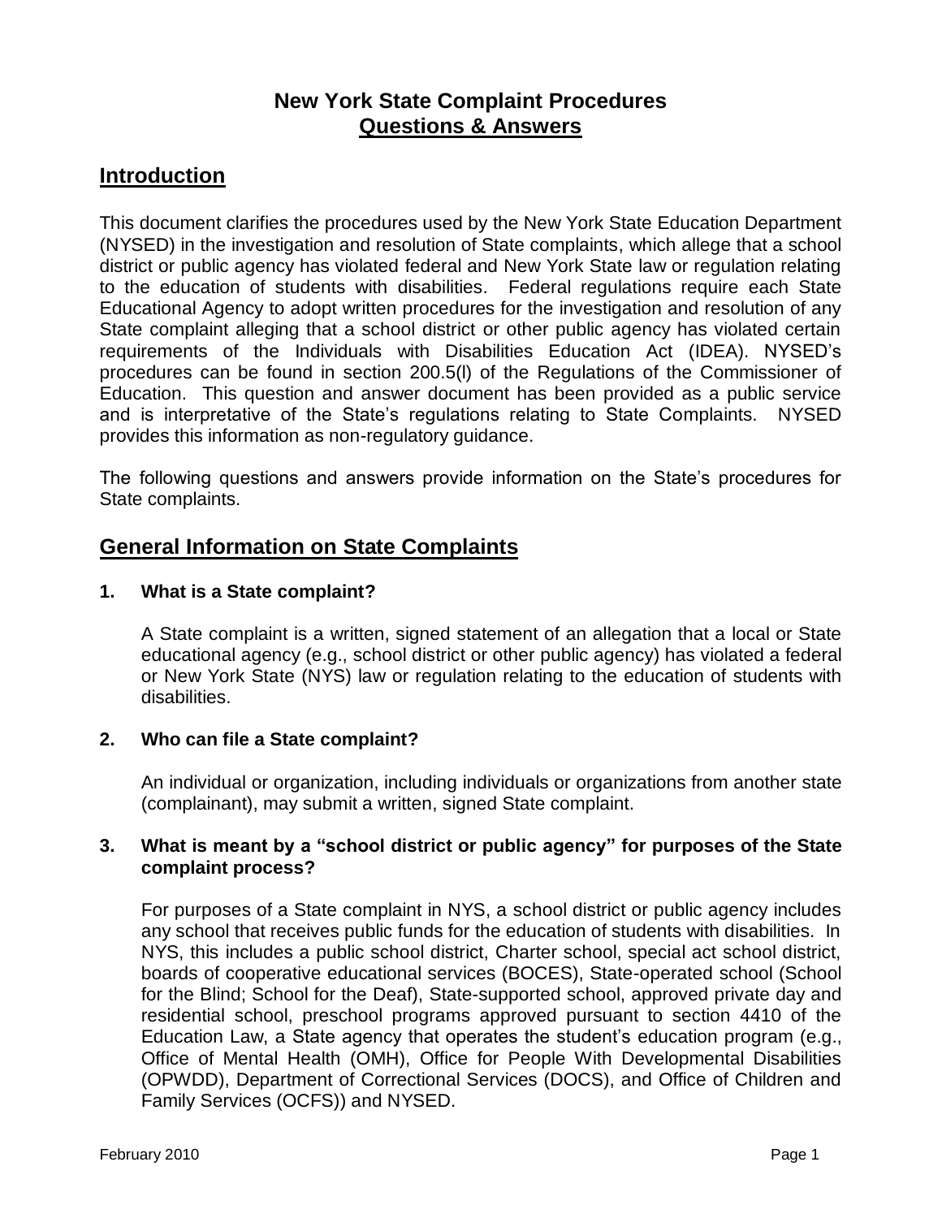# New York State Complaint Procedures
## Questions & Answers

## Introduction

This document clarifies the procedures used by the New York State Education Department (NYSED) in the investigation and resolution of State complaints, which allege that a school district or public agency has violated federal and New York State law or regulation relating to the education of students with disabilities. Federal regulations require each State Educational Agency to adopt written procedures for the investigation and resolution of any State complaint alleging that a school district or other public agency has violated certain requirements of the Individuals with Disabilities Education Act (IDEA). NYSED's procedures can be found in section 200.5(l) of the Regulations of the Commissioner of Education. This question and answer document has been provided as a public service and is interpretative of the State's regulations relating to State Complaints. NYSED provides this information as non-regulatory guidance.

The following questions and answers provide information on the State's procedures for State complaints.

## General Information on State Complaints

### 1. What is a State complaint?

A State complaint is a written, signed statement of an allegation that a local or State educational agency (e.g., school district or other public agency) has violated a federal or New York State (NYS) law or regulation relating to the education of students with disabilities.

### 2. Who can file a State complaint?

An individual or organization, including individuals or organizations from another state (complainant), may submit a written, signed State complaint.

### 3. What is meant by a "school district or public agency" for purposes of the State complaint process?

For purposes of a State complaint in NYS, a school district or public agency includes any school that receives public funds for the education of students with disabilities. In NYS, this includes a public school district, Charter school, special act school district, boards of cooperative educational services (BOCES), State-operated school (School for the Blind; School for the Deaf), State-supported school, approved private day and residential school, preschool programs approved pursuant to section 4410 of the Education Law, a State agency that operates the student's education program (e.g., Office of Mental Health (OMH), Office for People With Developmental Disabilities (OPWDD), Department of Correctional Services (DOCS), and Office of Children and Family Services (OCFS)) and NYSED.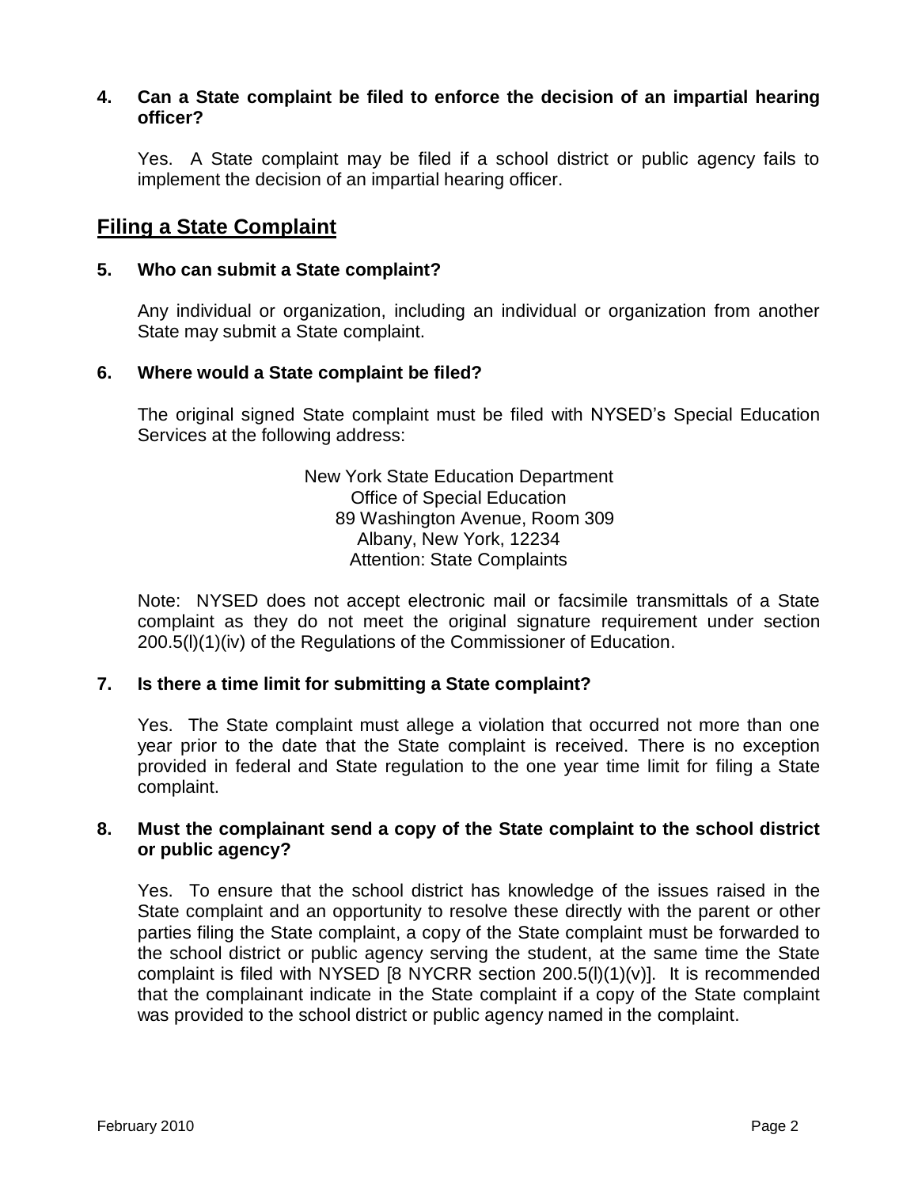**4. Can a State complaint be filed to enforce the decision of an impartial hearing officer?**

Yes. A State complaint may be filed if a school district or public agency fails to implement the decision of an impartial hearing officer.

## Filing a State Complaint

**5. Who can submit a State complaint?**

Any individual or organization, including an individual or organization from another State may submit a State complaint.

**6. Where would a State complaint be filed?**

The original signed State complaint must be filed with NYSED's Special Education Services at the following address:

New York State Education Department
Office of Special Education
89 Washington Avenue, Room 309
Albany, New York, 12234
Attention: State Complaints

Note: NYSED does not accept electronic mail or facsimile transmittals of a State complaint as they do not meet the original signature requirement under section 200.5(l)(1)(iv) of the Regulations of the Commissioner of Education.

**7. Is there a time limit for submitting a State complaint?**

Yes. The State complaint must allege a violation that occurred not more than one year prior to the date that the State complaint is received. There is no exception provided in federal and State regulation to the one year time limit for filing a State complaint.

**8. Must the complainant send a copy of the State complaint to the school district or public agency?**

Yes. To ensure that the school district has knowledge of the issues raised in the State complaint and an opportunity to resolve these directly with the parent or other parties filing the State complaint, a copy of the State complaint must be forwarded to the school district or public agency serving the student, at the same time the State complaint is filed with NYSED [8 NYCRR section 200.5(l)(1)(v)]. It is recommended that the complainant indicate in the State complaint if a copy of the State complaint was provided to the school district or public agency named in the complaint.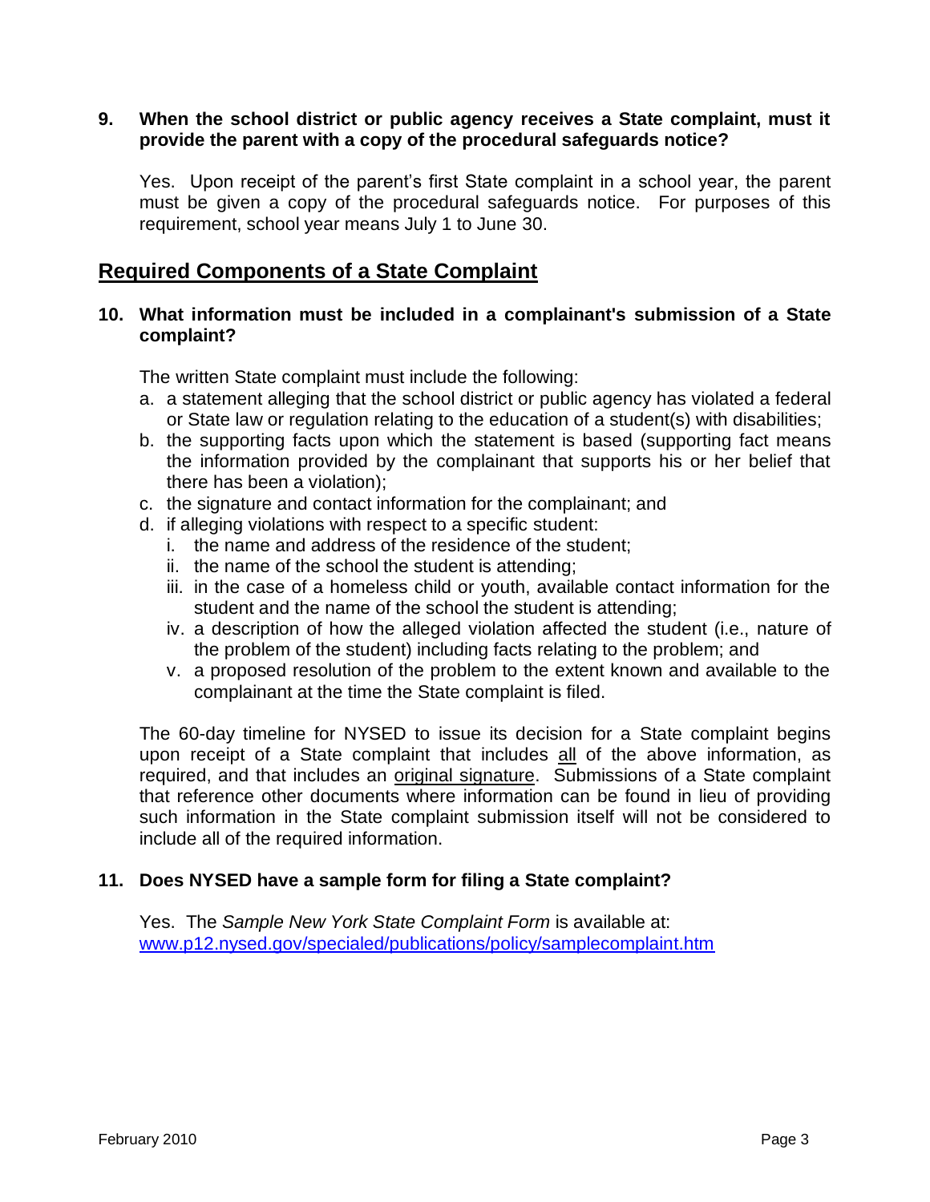**9. When the school district or public agency receives a State complaint, must it provide the parent with a copy of the procedural safeguards notice?**

Yes. Upon receipt of the parent's first State complaint in a school year, the parent must be given a copy of the procedural safeguards notice. For purposes of this requirement, school year means July 1 to June 30.

## Required Components of a State Complaint

**10. What information must be included in a complainant's submission of a State complaint?**

The written State complaint must include the following:

a. a statement alleging that the school district or public agency has violated a federal or State law or regulation relating to the education of a student(s) with disabilities;
b. the supporting facts upon which the statement is based (supporting fact means the information provided by the complainant that supports his or her belief that there has been a violation);
c. the signature and contact information for the complainant; and
d. if alleging violations with respect to a specific student:
   i. the name and address of the residence of the student;
   ii. the name of the school the student is attending;
   iii. in the case of a homeless child or youth, available contact information for the student and the name of the school the student is attending;
   iv. a description of how the alleged violation affected the student (i.e., nature of the problem of the student) including facts relating to the problem; and
   v. a proposed resolution of the problem to the extent known and available to the complainant at the time the State complaint is filed.

The 60-day timeline for NYSED to issue its decision for a State complaint begins upon receipt of a State complaint that includes <u>all</u> of the above information, as required, and that includes an <u>original signature</u>. Submissions of a State complaint that reference other documents where information can be found in lieu of providing such information in the State complaint submission itself will not be considered to include all of the required information.

**11. Does NYSED have a sample form for filing a State complaint?**

Yes. The *Sample New York State Complaint Form* is available at:
[www.p12.nysed.gov/specialed/publications/policy/samplecomplaint.htm](http://www.p12.nysed.gov/specialed/publications/policy/samplecomplaint.htm)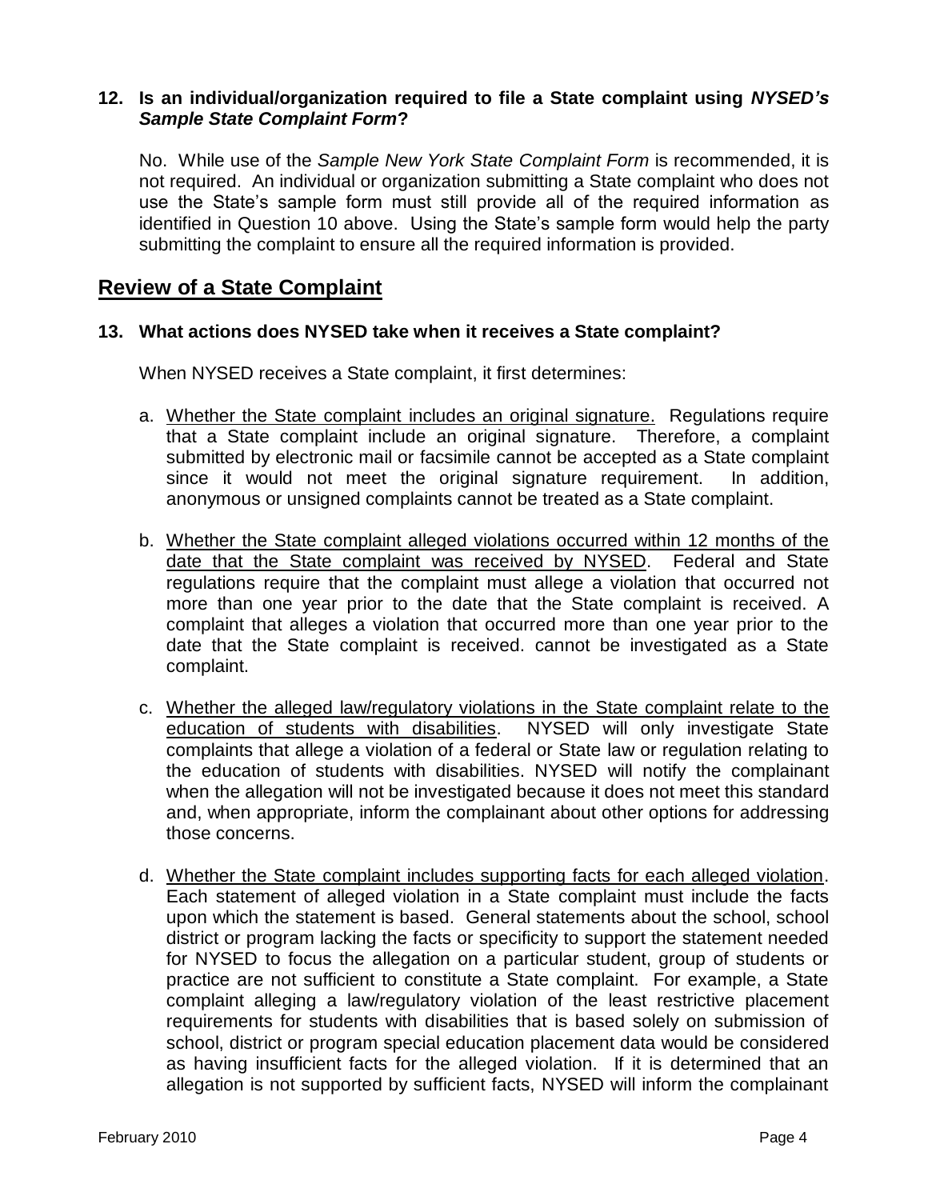**12. Is an individual/organization required to file a State complaint using *NYSED's Sample State Complaint Form*?**

No. While use of the *Sample New York State Complaint Form* is recommended, it is not required. An individual or organization submitting a State complaint who does not use the State's sample form must still provide all of the required information as identified in Question 10 above. Using the State's sample form would help the party submitting the complaint to ensure all the required information is provided.

## Review of a State Complaint

**13. What actions does NYSED take when it receives a State complaint?**

When NYSED receives a State complaint, it first determines:

a. <u>Whether the State complaint includes an original signature.</u> Regulations require that a State complaint include an original signature. Therefore, a complaint submitted by electronic mail or facsimile cannot be accepted as a State complaint since it would not meet the original signature requirement. In addition, anonymous or unsigned complaints cannot be treated as a State complaint.

b. <u>Whether the State complaint alleged violations occurred within 12 months of the date that the State complaint was received by NYSED</u>. Federal and State regulations require that the complaint must allege a violation that occurred not more than one year prior to the date that the State complaint is received. A complaint that alleges a violation that occurred more than one year prior to the date that the State complaint is received. cannot be investigated as a State complaint.

c. <u>Whether the alleged law/regulatory violations in the State complaint relate to the education of students with disabilities</u>. NYSED will only investigate State complaints that allege a violation of a federal or State law or regulation relating to the education of students with disabilities. NYSED will notify the complainant when the allegation will not be investigated because it does not meet this standard and, when appropriate, inform the complainant about other options for addressing those concerns.

d. <u>Whether the State complaint includes supporting facts for each alleged violation</u>. Each statement of alleged violation in a State complaint must include the facts upon which the statement is based. General statements about the school, school district or program lacking the facts or specificity to support the statement needed for NYSED to focus the allegation on a particular student, group of students or practice are not sufficient to constitute a State complaint. For example, a State complaint alleging a law/regulatory violation of the least restrictive placement requirements for students with disabilities that is based solely on submission of school, district or program special education placement data would be considered as having insufficient facts for the alleged violation. If it is determined that an allegation is not supported by sufficient facts, NYSED will inform the complainant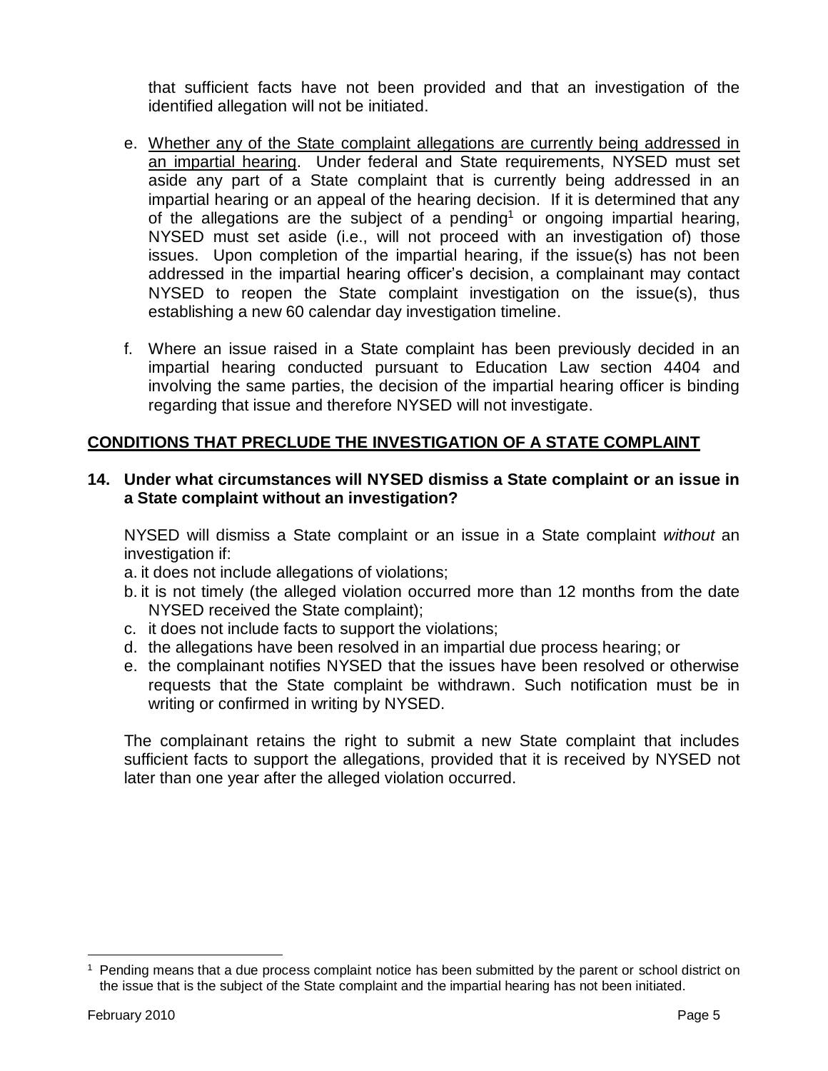that sufficient facts have not been provided and that an investigation of the identified allegation will not be initiated.

e. Whether any of the State complaint allegations are currently being addressed in an impartial hearing. Under federal and State requirements, NYSED must set aside any part of a State complaint that is currently being addressed in an impartial hearing or an appeal of the hearing decision. If it is determined that any of the allegations are the subject of a pending[1] or ongoing impartial hearing, NYSED must set aside (i.e., will not proceed with an investigation of) those issues. Upon completion of the impartial hearing, if the issue(s) has not been addressed in the impartial hearing officer's decision, a complainant may contact NYSED to reopen the State complaint investigation on the issue(s), thus establishing a new 60 calendar day investigation timeline.

f. Where an issue raised in a State complaint has been previously decided in an impartial hearing conducted pursuant to Education Law section 4404 and involving the same parties, the decision of the impartial hearing officer is binding regarding that issue and therefore NYSED will not investigate.

## CONDITIONS THAT PRECLUDE THE INVESTIGATION OF A STATE COMPLAINT

**14. Under what circumstances will NYSED dismiss a State complaint or an issue in a State complaint without an investigation?**

NYSED will dismiss a State complaint or an issue in a State complaint *without* an investigation if:

a. it does not include allegations of violations;
b. it is not timely (the alleged violation occurred more than 12 months from the date NYSED received the State complaint);
c. it does not include facts to support the violations;
d. the allegations have been resolved in an impartial due process hearing; or
e. the complainant notifies NYSED that the issues have been resolved or otherwise requests that the State complaint be withdrawn. Such notification must be in writing or confirmed in writing by NYSED.

The complainant retains the right to submit a new State complaint that includes sufficient facts to support the allegations, provided that it is received by NYSED not later than one year after the alleged violation occurred.

---

[1] Pending means that a due process complaint notice has been submitted by the parent or school district on the issue that is the subject of the State complaint and the impartial hearing has not been initiated.

February 2010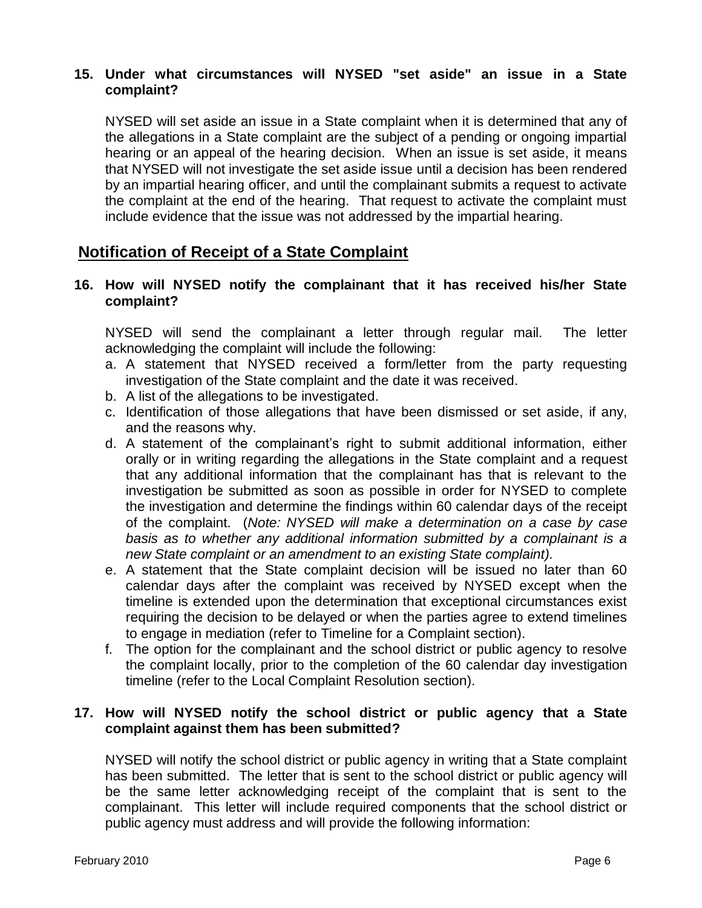**15. Under what circumstances will NYSED "set aside" an issue in a State complaint?**

NYSED will set aside an issue in a State complaint when it is determined that any of the allegations in a State complaint are the subject of a pending or ongoing impartial hearing or an appeal of the hearing decision. When an issue is set aside, it means that NYSED will not investigate the set aside issue until a decision has been rendered by an impartial hearing officer, and until the complainant submits a request to activate the complaint at the end of the hearing. That request to activate the complaint must include evidence that the issue was not addressed by the impartial hearing.

## Notification of Receipt of a State Complaint

**16. How will NYSED notify the complainant that it has received his/her State complaint?**

NYSED will send the complainant a letter through regular mail. The letter acknowledging the complaint will include the following:

a. A statement that NYSED received a form/letter from the party requesting investigation of the State complaint and the date it was received.
b. A list of the allegations to be investigated.
c. Identification of those allegations that have been dismissed or set aside, if any, and the reasons why.
d. A statement of the complainant's right to submit additional information, either orally or in writing regarding the allegations in the State complaint and a request that any additional information that the complainant has that is relevant to the investigation be submitted as soon as possible in order for NYSED to complete the investigation and determine the findings within 60 calendar days of the receipt of the complaint. (*Note: NYSED will make a determination on a case by case basis as to whether any additional information submitted by a complainant is a new State complaint or an amendment to an existing State complaint).*
e. A statement that the State complaint decision will be issued no later than 60 calendar days after the complaint was received by NYSED except when the timeline is extended upon the determination that exceptional circumstances exist requiring the decision to be delayed or when the parties agree to extend timelines to engage in mediation (refer to Timeline for a Complaint section).
f. The option for the complainant and the school district or public agency to resolve the complaint locally, prior to the completion of the 60 calendar day investigation timeline (refer to the Local Complaint Resolution section).

**17. How will NYSED notify the school district or public agency that a State complaint against them has been submitted?**

NYSED will notify the school district or public agency in writing that a State complaint has been submitted. The letter that is sent to the school district or public agency will be the same letter acknowledging receipt of the complaint that is sent to the complainant. This letter will include required components that the school district or public agency must address and will provide the following information: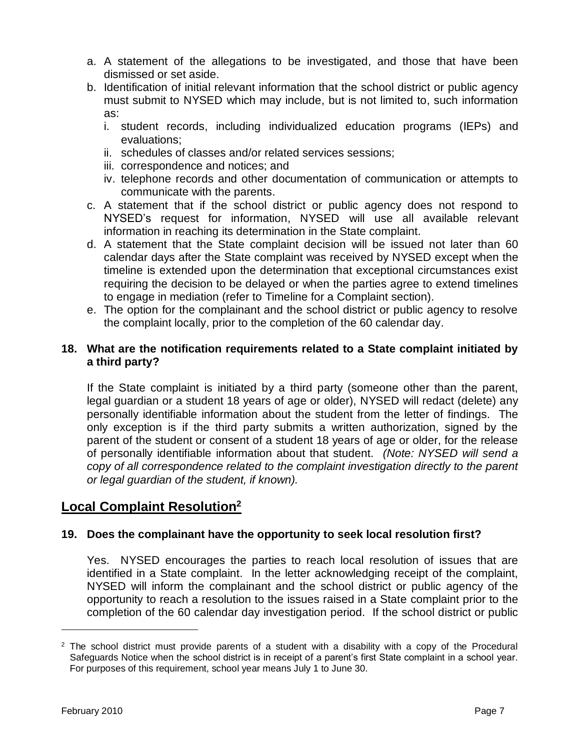a. A statement of the allegations to be investigated, and those that have been dismissed or set aside.
b. Identification of initial relevant information that the school district or public agency must submit to NYSED which may include, but is not limited to, such information as:
   i. student records, including individualized education programs (IEPs) and evaluations;
   ii. schedules of classes and/or related services sessions;
   iii. correspondence and notices; and
   iv. telephone records and other documentation of communication or attempts to communicate with the parents.
c. A statement that if the school district or public agency does not respond to NYSED's request for information, NYSED will use all available relevant information in reaching its determination in the State complaint.
d. A statement that the State complaint decision will be issued not later than 60 calendar days after the State complaint was received by NYSED except when the timeline is extended upon the determination that exceptional circumstances exist requiring the decision to be delayed or when the parties agree to extend timelines to engage in mediation (refer to Timeline for a Complaint section).
e. The option for the complainant and the school district or public agency to resolve the complaint locally, prior to the completion of the 60 calendar day.

**18. What are the notification requirements related to a State complaint initiated by a third party?**

If the State complaint is initiated by a third party (someone other than the parent, legal guardian or a student 18 years of age or older), NYSED will redact (delete) any personally identifiable information about the student from the letter of findings. The only exception is if the third party submits a written authorization, signed by the parent of the student or consent of a student 18 years of age or older, for the release of personally identifiable information about that student. *(Note: NYSED will send a copy of all correspondence related to the complaint investigation directly to the parent or legal guardian of the student, if known).*

## Local Complaint Resolution[2]

**19. Does the complainant have the opportunity to seek local resolution first?**

Yes. NYSED encourages the parties to reach local resolution of issues that are identified in a State complaint. In the letter acknowledging receipt of the complaint, NYSED will inform the complainant and the school district or public agency of the opportunity to reach a resolution to the issues raised in a State complaint prior to the completion of the 60 calendar day investigation period. If the school district or public

---

[2] The school district must provide parents of a student with a disability with a copy of the Procedural Safeguards Notice when the school district is in receipt of a parent's first State complaint in a school year. For purposes of this requirement, school year means July 1 to June 30.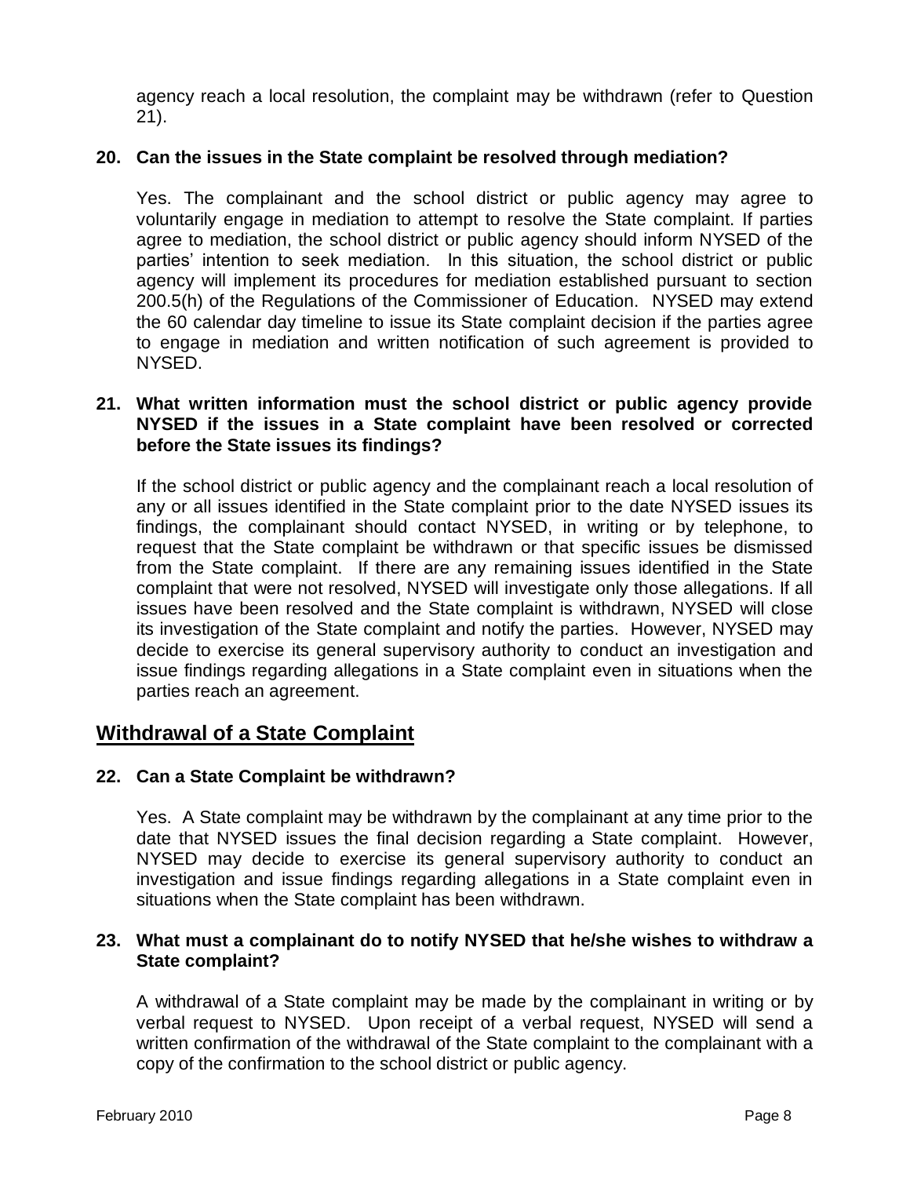agency reach a local resolution, the complaint may be withdrawn (refer to Question 21).

**20. Can the issues in the State complaint be resolved through mediation?**

Yes. The complainant and the school district or public agency may agree to voluntarily engage in mediation to attempt to resolve the State complaint. If parties agree to mediation, the school district or public agency should inform NYSED of the parties' intention to seek mediation. In this situation, the school district or public agency will implement its procedures for mediation established pursuant to section 200.5(h) of the Regulations of the Commissioner of Education. NYSED may extend the 60 calendar day timeline to issue its State complaint decision if the parties agree to engage in mediation and written notification of such agreement is provided to NYSED.

**21. What written information must the school district or public agency provide NYSED if the issues in a State complaint have been resolved or corrected before the State issues its findings?**

If the school district or public agency and the complainant reach a local resolution of any or all issues identified in the State complaint prior to the date NYSED issues its findings, the complainant should contact NYSED, in writing or by telephone, to request that the State complaint be withdrawn or that specific issues be dismissed from the State complaint. If there are any remaining issues identified in the State complaint that were not resolved, NYSED will investigate only those allegations. If all issues have been resolved and the State complaint is withdrawn, NYSED will close its investigation of the State complaint and notify the parties. However, NYSED may decide to exercise its general supervisory authority to conduct an investigation and issue findings regarding allegations in a State complaint even in situations when the parties reach an agreement.

## Withdrawal of a State Complaint

**22. Can a State Complaint be withdrawn?**

Yes. A State complaint may be withdrawn by the complainant at any time prior to the date that NYSED issues the final decision regarding a State complaint. However, NYSED may decide to exercise its general supervisory authority to conduct an investigation and issue findings regarding allegations in a State complaint even in situations when the State complaint has been withdrawn.

**23. What must a complainant do to notify NYSED that he/she wishes to withdraw a State complaint?**

A withdrawal of a State complaint may be made by the complainant in writing or by verbal request to NYSED. Upon receipt of a verbal request, NYSED will send a written confirmation of the withdrawal of the State complaint to the complainant with a copy of the confirmation to the school district or public agency.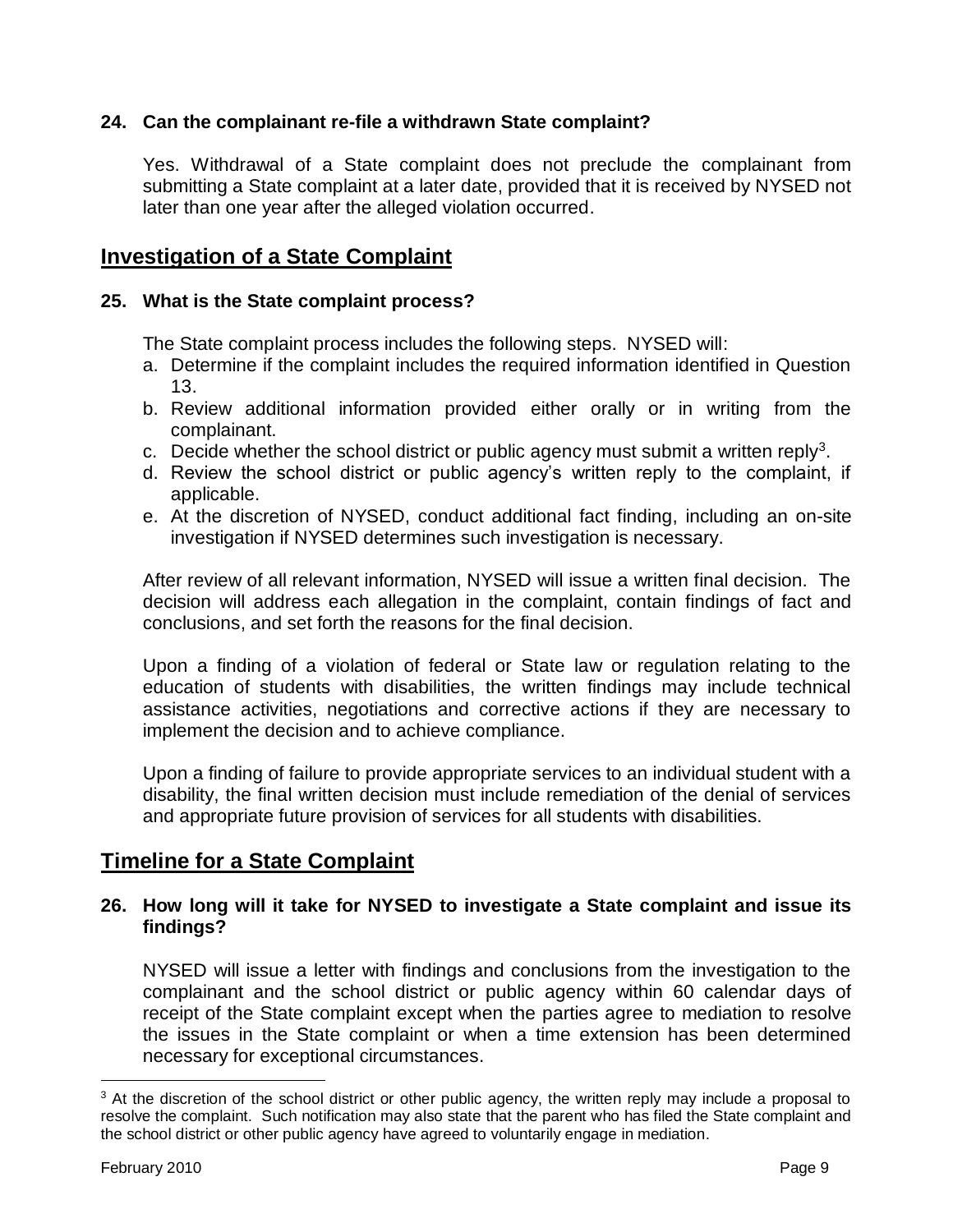**24. Can the complainant re-file a withdrawn State complaint?**

Yes. Withdrawal of a State complaint does not preclude the complainant from submitting a State complaint at a later date, provided that it is received by NYSED not later than one year after the alleged violation occurred.

## Investigation of a State Complaint

**25. What is the State complaint process?**

The State complaint process includes the following steps. NYSED will:

a. Determine if the complaint includes the required information identified in Question 13.
b. Review additional information provided either orally or in writing from the complainant.
c. Decide whether the school district or public agency must submit a written reply[3].
d. Review the school district or public agency's written reply to the complaint, if applicable.
e. At the discretion of NYSED, conduct additional fact finding, including an on-site investigation if NYSED determines such investigation is necessary.

After review of all relevant information, NYSED will issue a written final decision. The decision will address each allegation in the complaint, contain findings of fact and conclusions, and set forth the reasons for the final decision.

Upon a finding of a violation of federal or State law or regulation relating to the education of students with disabilities, the written findings may include technical assistance activities, negotiations and corrective actions if they are necessary to implement the decision and to achieve compliance.

Upon a finding of failure to provide appropriate services to an individual student with a disability, the final written decision must include remediation of the denial of services and appropriate future provision of services for all students with disabilities.

## Timeline for a State Complaint

**26. How long will it take for NYSED to investigate a State complaint and issue its findings?**

NYSED will issue a letter with findings and conclusions from the investigation to the complainant and the school district or public agency within 60 calendar days of receipt of the State complaint except when the parties agree to mediation to resolve the issues in the State complaint or when a time extension has been determined necessary for exceptional circumstances.

---

[3] At the discretion of the school district or other public agency, the written reply may include a proposal to resolve the complaint. Such notification may also state that the parent who has filed the State complaint and the school district or other public agency have agreed to voluntarily engage in mediation.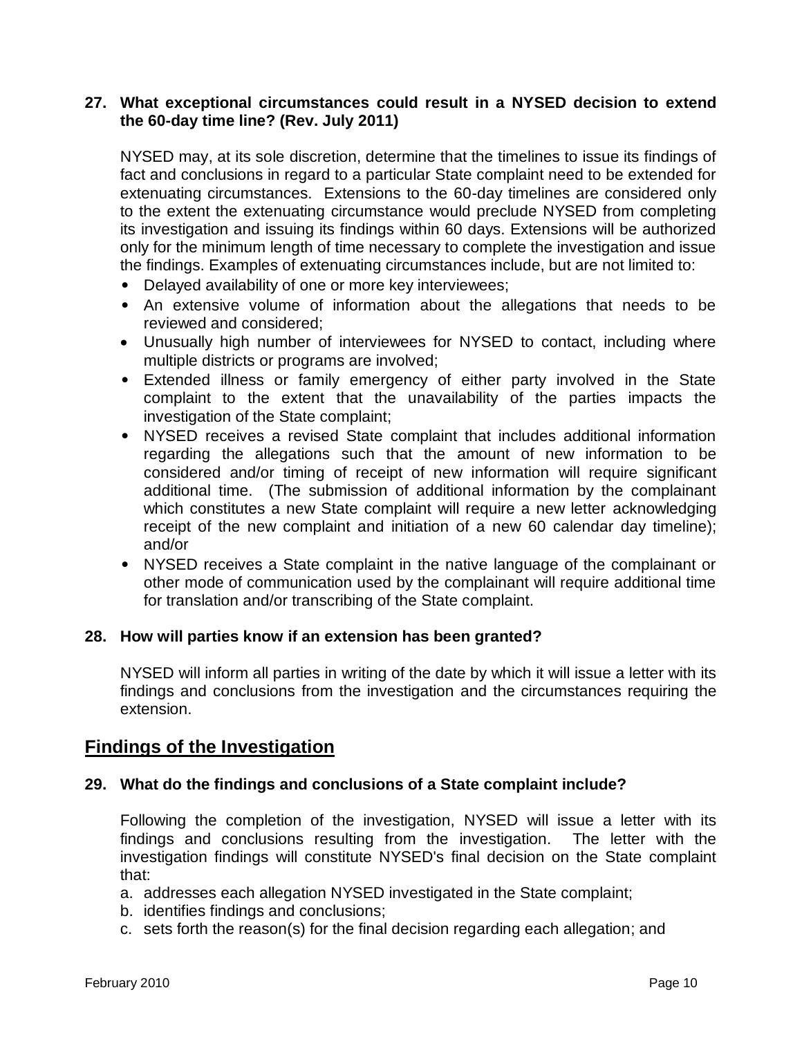**27. What exceptional circumstances could result in a NYSED decision to extend the 60-day time line? (Rev. July 2011)**

NYSED may, at its sole discretion, determine that the timelines to issue its findings of fact and conclusions in regard to a particular State complaint need to be extended for extenuating circumstances. Extensions to the 60-day timelines are considered only to the extent the extenuating circumstance would preclude NYSED from completing its investigation and issuing its findings within 60 days. Extensions will be authorized only for the minimum length of time necessary to complete the investigation and issue the findings. Examples of extenuating circumstances include, but are not limited to:

- Delayed availability of one or more key interviewees;
- An extensive volume of information about the allegations that needs to be reviewed and considered;
- Unusually high number of interviewees for NYSED to contact, including where multiple districts or programs are involved;
- Extended illness or family emergency of either party involved in the State complaint to the extent that the unavailability of the parties impacts the investigation of the State complaint;
- NYSED receives a revised State complaint that includes additional information regarding the allegations such that the amount of new information to be considered and/or timing of receipt of new information will require significant additional time. (The submission of additional information by the complainant which constitutes a new State complaint will require a new letter acknowledging receipt of the new complaint and initiation of a new 60 calendar day timeline); and/or
- NYSED receives a State complaint in the native language of the complainant or other mode of communication used by the complainant will require additional time for translation and/or transcribing of the State complaint.

**28. How will parties know if an extension has been granted?**

NYSED will inform all parties in writing of the date by which it will issue a letter with its findings and conclusions from the investigation and the circumstances requiring the extension.

## Findings of the Investigation

**29. What do the findings and conclusions of a State complaint include?**

Following the completion of the investigation, NYSED will issue a letter with its findings and conclusions resulting from the investigation. The letter with the investigation findings will constitute NYSED's final decision on the State complaint that:

a. addresses each allegation NYSED investigated in the State complaint;
b. identifies findings and conclusions;
c. sets forth the reason(s) for the final decision regarding each allegation; and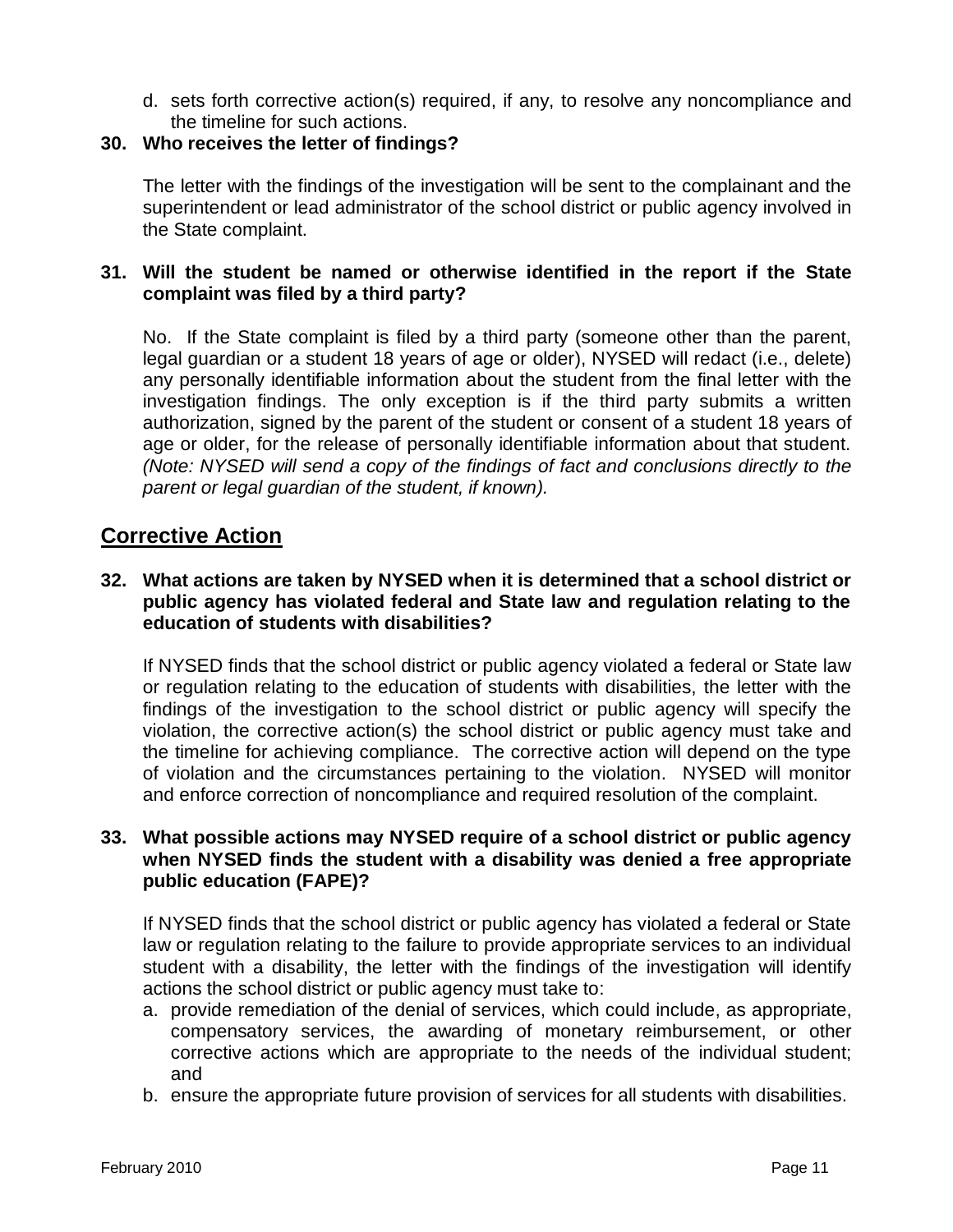d. sets forth corrective action(s) required, if any, to resolve any noncompliance and the timeline for such actions.

**30. Who receives the letter of findings?**

The letter with the findings of the investigation will be sent to the complainant and the superintendent or lead administrator of the school district or public agency involved in the State complaint.

**31. Will the student be named or otherwise identified in the report if the State complaint was filed by a third party?**

No. If the State complaint is filed by a third party (someone other than the parent, legal guardian or a student 18 years of age or older), NYSED will redact (i.e., delete) any personally identifiable information about the student from the final letter with the investigation findings. The only exception is if the third party submits a written authorization, signed by the parent of the student or consent of a student 18 years of age or older, for the release of personally identifiable information about that student. *(Note: NYSED will send a copy of the findings of fact and conclusions directly to the parent or legal guardian of the student, if known).*

## Corrective Action

**32. What actions are taken by NYSED when it is determined that a school district or public agency has violated federal and State law and regulation relating to the education of students with disabilities?**

If NYSED finds that the school district or public agency violated a federal or State law or regulation relating to the education of students with disabilities, the letter with the findings of the investigation to the school district or public agency will specify the violation, the corrective action(s) the school district or public agency must take and the timeline for achieving compliance. The corrective action will depend on the type of violation and the circumstances pertaining to the violation. NYSED will monitor and enforce correction of noncompliance and required resolution of the complaint.

**33. What possible actions may NYSED require of a school district or public agency when NYSED finds the student with a disability was denied a free appropriate public education (FAPE)?**

If NYSED finds that the school district or public agency has violated a federal or State law or regulation relating to the failure to provide appropriate services to an individual student with a disability, the letter with the findings of the investigation will identify actions the school district or public agency must take to:

a. provide remediation of the denial of services, which could include, as appropriate, compensatory services, the awarding of monetary reimbursement, or other corrective actions which are appropriate to the needs of the individual student; and
b. ensure the appropriate future provision of services for all students with disabilities.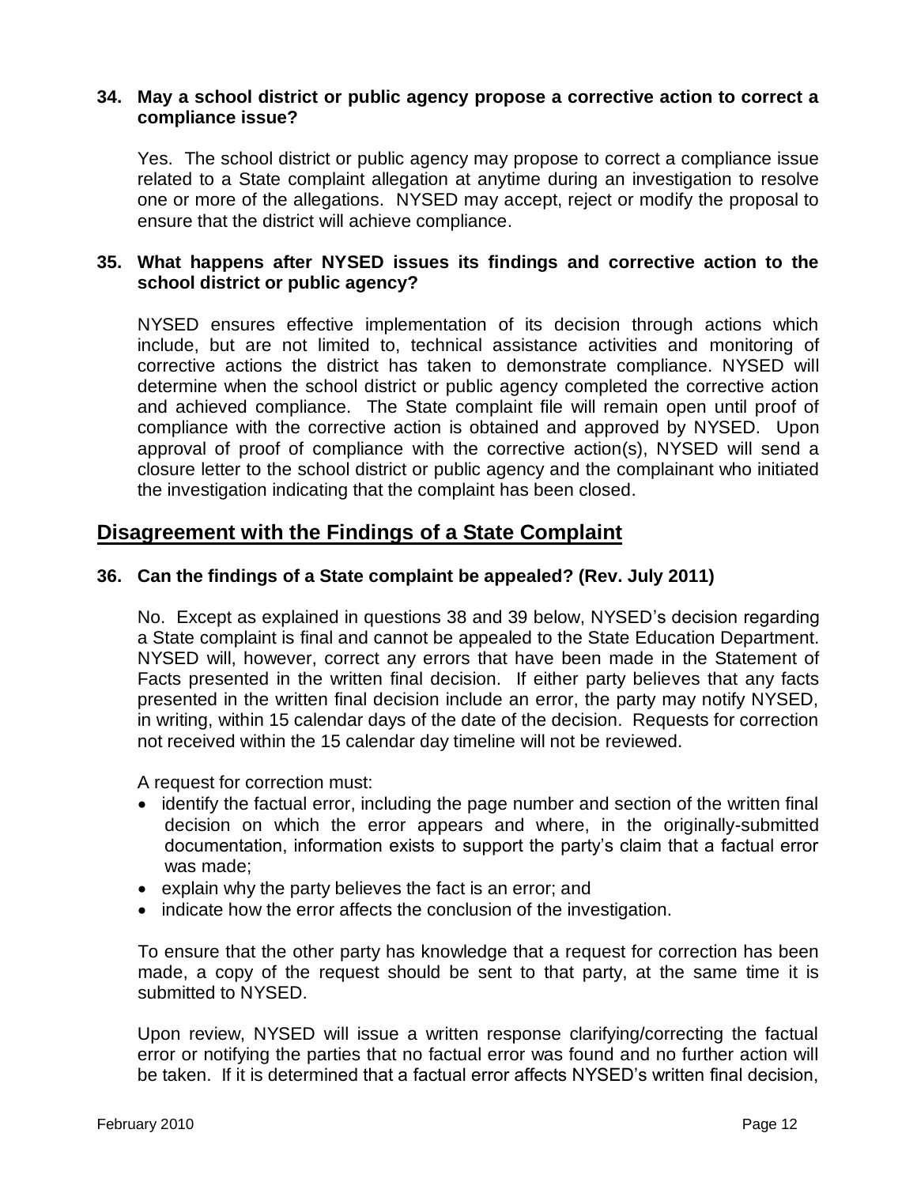**34. May a school district or public agency propose a corrective action to correct a compliance issue?**

Yes. The school district or public agency may propose to correct a compliance issue related to a State complaint allegation at anytime during an investigation to resolve one or more of the allegations. NYSED may accept, reject or modify the proposal to ensure that the district will achieve compliance.

**35. What happens after NYSED issues its findings and corrective action to the school district or public agency?**

NYSED ensures effective implementation of its decision through actions which include, but are not limited to, technical assistance activities and monitoring of corrective actions the district has taken to demonstrate compliance. NYSED will determine when the school district or public agency completed the corrective action and achieved compliance. The State complaint file will remain open until proof of compliance with the corrective action is obtained and approved by NYSED. Upon approval of proof of compliance with the corrective action(s), NYSED will send a closure letter to the school district or public agency and the complainant who initiated the investigation indicating that the complaint has been closed.

## Disagreement with the Findings of a State Complaint

**36. Can the findings of a State complaint be appealed? (Rev. July 2011)**

No. Except as explained in questions 38 and 39 below, NYSED's decision regarding a State complaint is final and cannot be appealed to the State Education Department. NYSED will, however, correct any errors that have been made in the Statement of Facts presented in the written final decision. If either party believes that any facts presented in the written final decision include an error, the party may notify NYSED, in writing, within 15 calendar days of the date of the decision. Requests for correction not received within the 15 calendar day timeline will not be reviewed.

A request for correction must:

- identify the factual error, including the page number and section of the written final decision on which the error appears and where, in the originally-submitted documentation, information exists to support the party's claim that a factual error was made;
- explain why the party believes the fact is an error; and
- indicate how the error affects the conclusion of the investigation.

To ensure that the other party has knowledge that a request for correction has been made, a copy of the request should be sent to that party, at the same time it is submitted to NYSED.

Upon review, NYSED will issue a written response clarifying/correcting the factual error or notifying the parties that no factual error was found and no further action will be taken. If it is determined that a factual error affects NYSED's written final decision,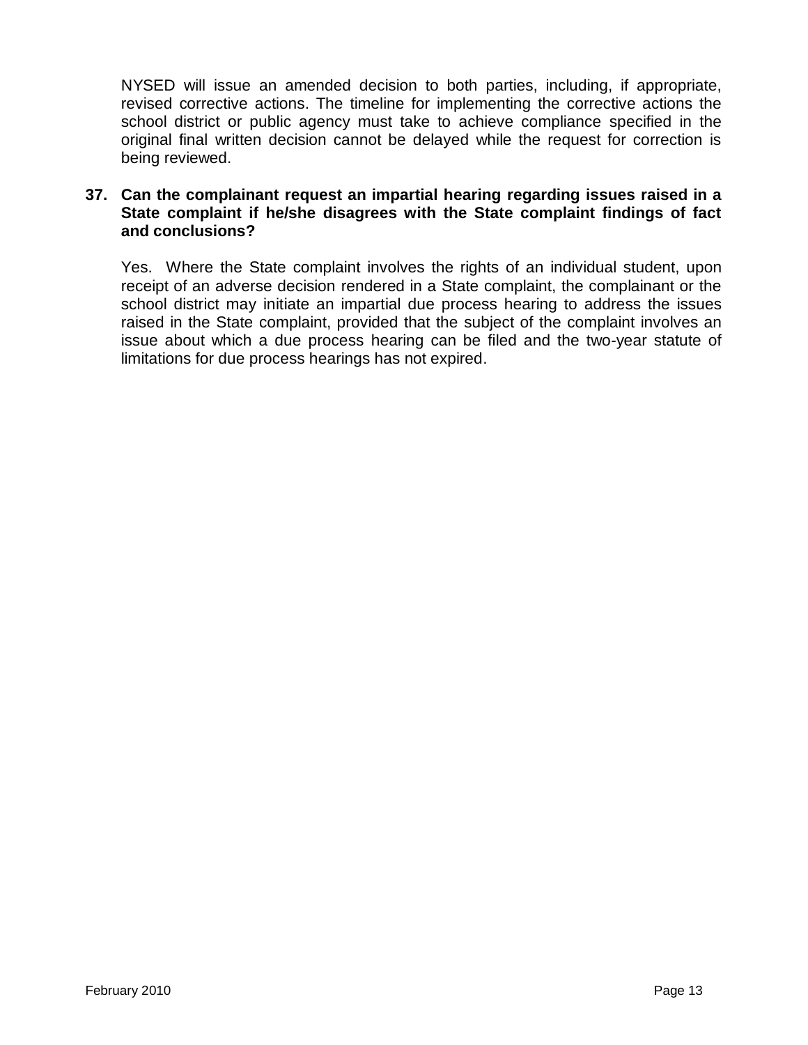NYSED will issue an amended decision to both parties, including, if appropriate, revised corrective actions. The timeline for implementing the corrective actions the school district or public agency must take to achieve compliance specified in the original final written decision cannot be delayed while the request for correction is being reviewed.

**37. Can the complainant request an impartial hearing regarding issues raised in a State complaint if he/she disagrees with the State complaint findings of fact and conclusions?**

Yes. Where the State complaint involves the rights of an individual student, upon receipt of an adverse decision rendered in a State complaint, the complainant or the school district may initiate an impartial due process hearing to address the issues raised in the State complaint, provided that the subject of the complaint involves an issue about which a due process hearing can be filed and the two-year statute of limitations for due process hearings has not expired.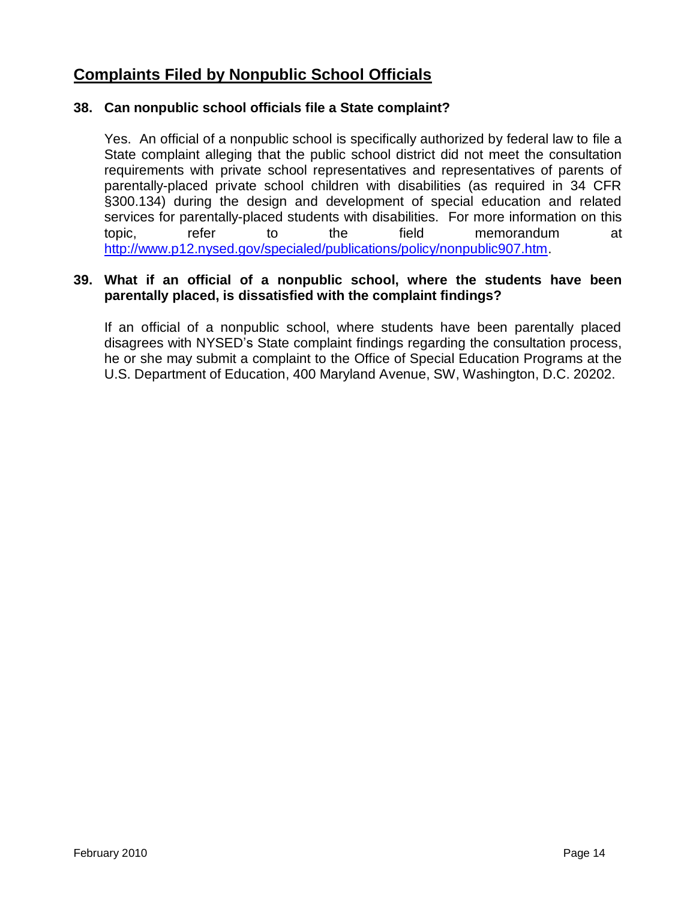## Complaints Filed by Nonpublic School Officials

**38. Can nonpublic school officials file a State complaint?**

Yes. An official of a nonpublic school is specifically authorized by federal law to file a State complaint alleging that the public school district did not meet the consultation requirements with private school representatives and representatives of parents of parentally-placed private school children with disabilities (as required in 34 CFR §300.134) during the design and development of special education and related services for parentally-placed students with disabilities. For more information on this topic, refer to the field memorandum at [http://www.p12.nysed.gov/specialed/publications/policy/nonpublic907.htm](http://www.p12.nysed.gov/specialed/publications/policy/nonpublic907.htm).

**39. What if an official of a nonpublic school, where the students have been parentally placed, is dissatisfied with the complaint findings?**

If an official of a nonpublic school, where students have been parentally placed disagrees with NYSED's State complaint findings regarding the consultation process, he or she may submit a complaint to the Office of Special Education Programs at the U.S. Department of Education, 400 Maryland Avenue, SW, Washington, D.C. 20202.